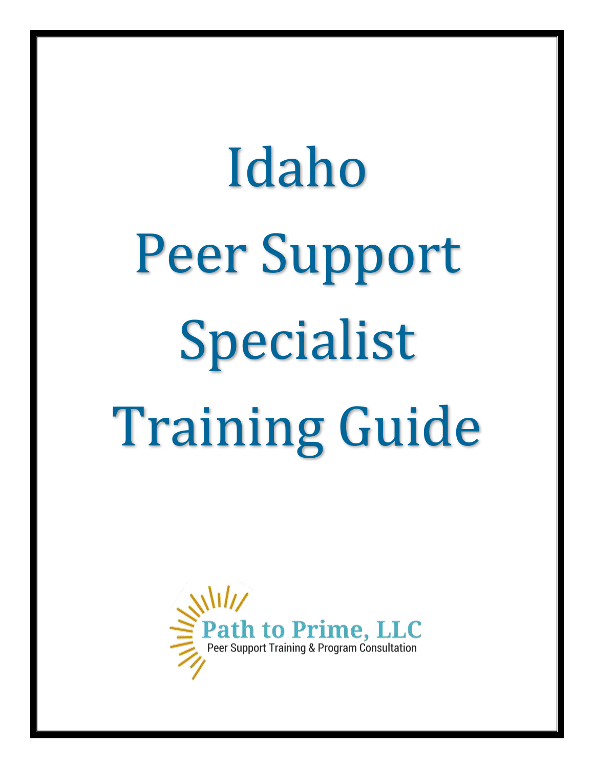# Idaho Peer Support Specialist Training Guide

Path to Prime, LLC

Peer Support Training & Program Consultation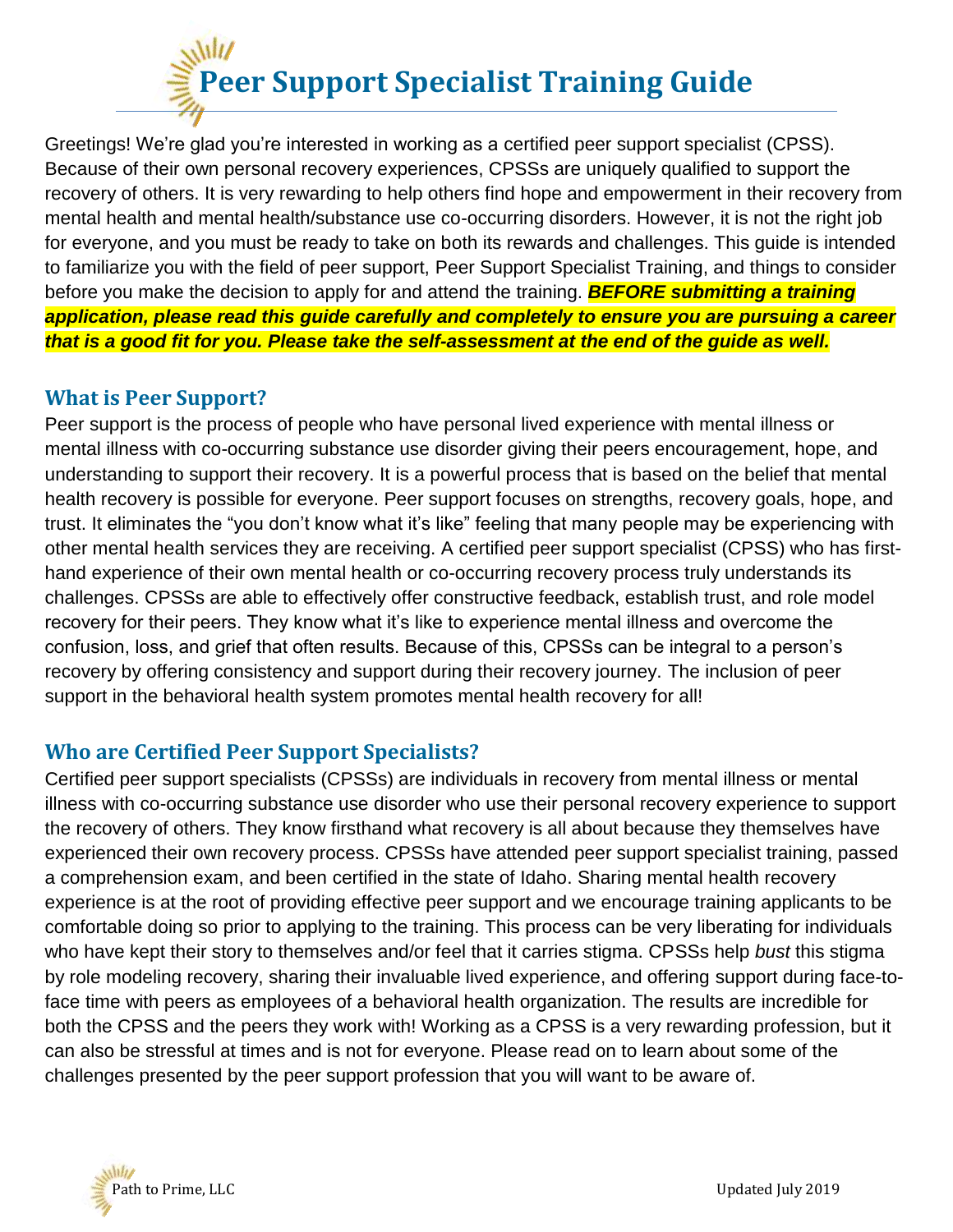# Peer Support Specialist Training Guide

Greetings! We're glad you're interested in working as a certified peer support specialist (CPSS). Because of their own personal recovery experiences, CPSSs are uniquely qualified to support the recovery of others. It is very rewarding to help others find hope and empowerment in their recovery from mental health and mental health/substance use co-occurring disorders. However, it is not the right job for everyone, and you must be ready to take on both its rewards and challenges. This guide is intended to familiarize you with the field of peer support, Peer Support Specialist Training, and things to consider before you make the decision to apply for and attend the training. ***BEFORE submitting a training application, please read this guide carefully and completely to ensure you are pursuing a career that is a good fit for you. Please take the self-assessment at the end of the guide as well.***

## What is Peer Support?

Peer support is the process of people who have personal lived experience with mental illness or mental illness with co-occurring substance use disorder giving their peers encouragement, hope, and understanding to support their recovery. It is a powerful process that is based on the belief that mental health recovery is possible for everyone. Peer support focuses on strengths, recovery goals, hope, and trust. It eliminates the "you don't know what it's like" feeling that many people may be experiencing with other mental health services they are receiving. A certified peer support specialist (CPSS) who has first-hand experience of their own mental health or co-occurring recovery process truly understands its challenges. CPSSs are able to effectively offer constructive feedback, establish trust, and role model recovery for their peers. They know what it's like to experience mental illness and overcome the confusion, loss, and grief that often results. Because of this, CPSSs can be integral to a person's recovery by offering consistency and support during their recovery journey. The inclusion of peer support in the behavioral health system promotes mental health recovery for all!

## Who are Certified Peer Support Specialists?

Certified peer support specialists (CPSSs) are individuals in recovery from mental illness or mental illness with co-occurring substance use disorder who use their personal recovery experience to support the recovery of others. They know firsthand what recovery is all about because they themselves have experienced their own recovery process. CPSSs have attended peer support specialist training, passed a comprehension exam, and been certified in the state of Idaho. Sharing mental health recovery experience is at the root of providing effective peer support and we encourage training applicants to be comfortable doing so prior to applying to the training. This process can be very liberating for individuals who have kept their story to themselves and/or feel that it carries stigma. CPSSs help *bust* this stigma by role modeling recovery, sharing their invaluable lived experience, and offering support during face-to-face time with peers as employees of a behavioral health organization. The results are incredible for both the CPSS and the peers they work with! Working as a CPSS is a very rewarding profession, but it can also be stressful at times and is not for everyone. Please read on to learn about some of the challenges presented by the peer support profession that you will want to be aware of.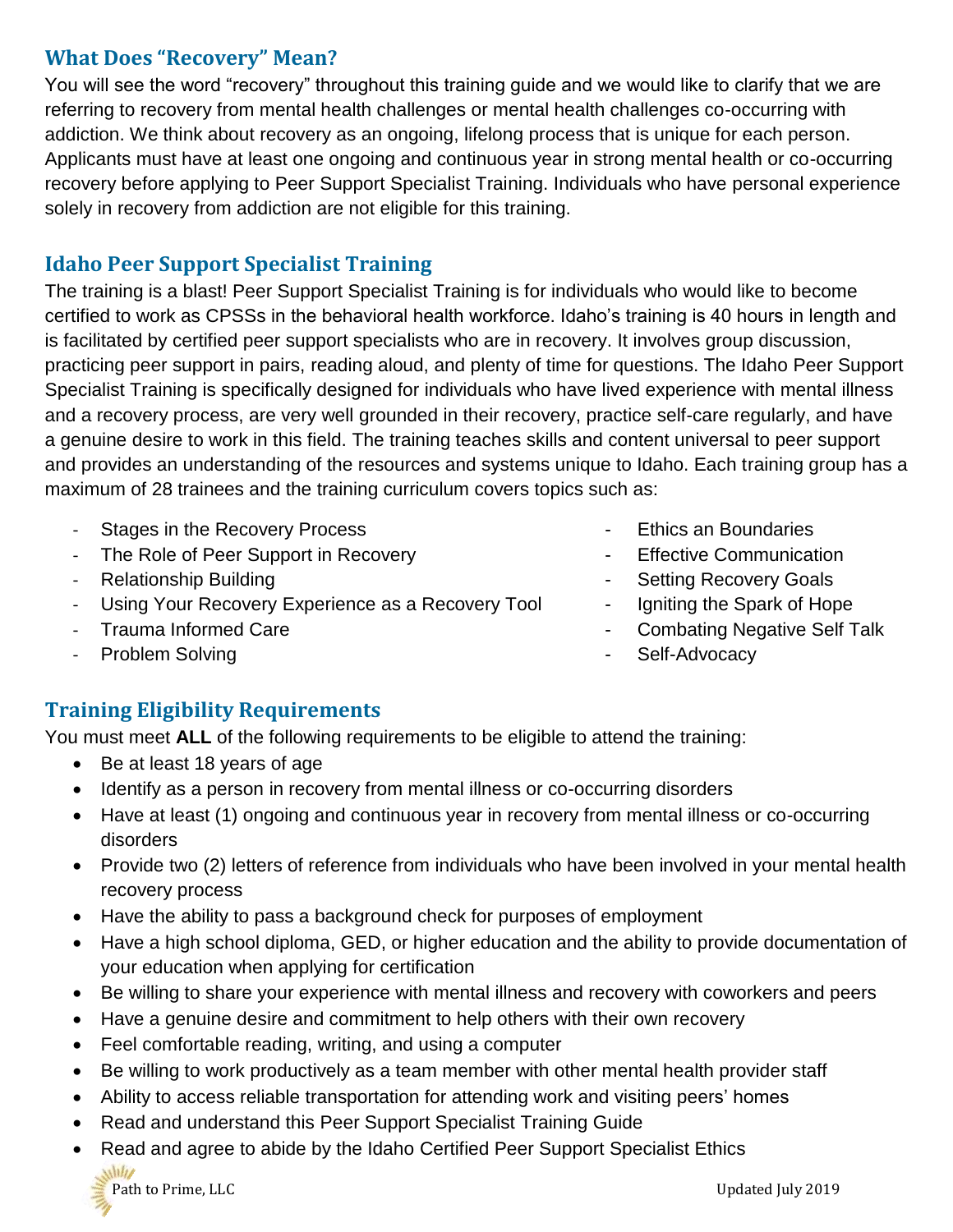## What Does "Recovery" Mean?

You will see the word "recovery" throughout this training guide and we would like to clarify that we are referring to recovery from mental health challenges or mental health challenges co-occurring with addiction. We think about recovery as an ongoing, lifelong process that is unique for each person. Applicants must have at least one ongoing and continuous year in strong mental health or co-occurring recovery before applying to Peer Support Specialist Training. Individuals who have personal experience solely in recovery from addiction are not eligible for this training.

## Idaho Peer Support Specialist Training

The training is a blast! Peer Support Specialist Training is for individuals who would like to become certified to work as CPSSs in the behavioral health workforce. Idaho's training is 40 hours in length and is facilitated by certified peer support specialists who are in recovery. It involves group discussion, practicing peer support in pairs, reading aloud, and plenty of time for questions. The Idaho Peer Support Specialist Training is specifically designed for individuals who have lived experience with mental illness and a recovery process, are very well grounded in their recovery, practice self-care regularly, and have a genuine desire to work in this field. The training teaches skills and content universal to peer support and provides an understanding of the resources and systems unique to Idaho. Each training group has a maximum of 28 trainees and the training curriculum covers topics such as:

- Stages in the Recovery Process
- The Role of Peer Support in Recovery
- Relationship Building
- Using Your Recovery Experience as a Recovery Tool
- Trauma Informed Care
- Problem Solving
- Ethics an Boundaries
- Effective Communication
- Setting Recovery Goals
- Igniting the Spark of Hope
- Combating Negative Self Talk
- Self-Advocacy

## Training Eligibility Requirements

You must meet **ALL** of the following requirements to be eligible to attend the training:

- Be at least 18 years of age
- Identify as a person in recovery from mental illness or co-occurring disorders
- Have at least (1) ongoing and continuous year in recovery from mental illness or co-occurring disorders
- Provide two (2) letters of reference from individuals who have been involved in your mental health recovery process
- Have the ability to pass a background check for purposes of employment
- Have a high school diploma, GED, or higher education and the ability to provide documentation of your education when applying for certification
- Be willing to share your experience with mental illness and recovery with coworkers and peers
- Have a genuine desire and commitment to help others with their own recovery
- Feel comfortable reading, writing, and using a computer
- Be willing to work productively as a team member with other mental health provider staff
- Ability to access reliable transportation for attending work and visiting peers' homes
- Read and understand this Peer Support Specialist Training Guide
- Read and agree to abide by the Idaho Certified Peer Support Specialist Ethics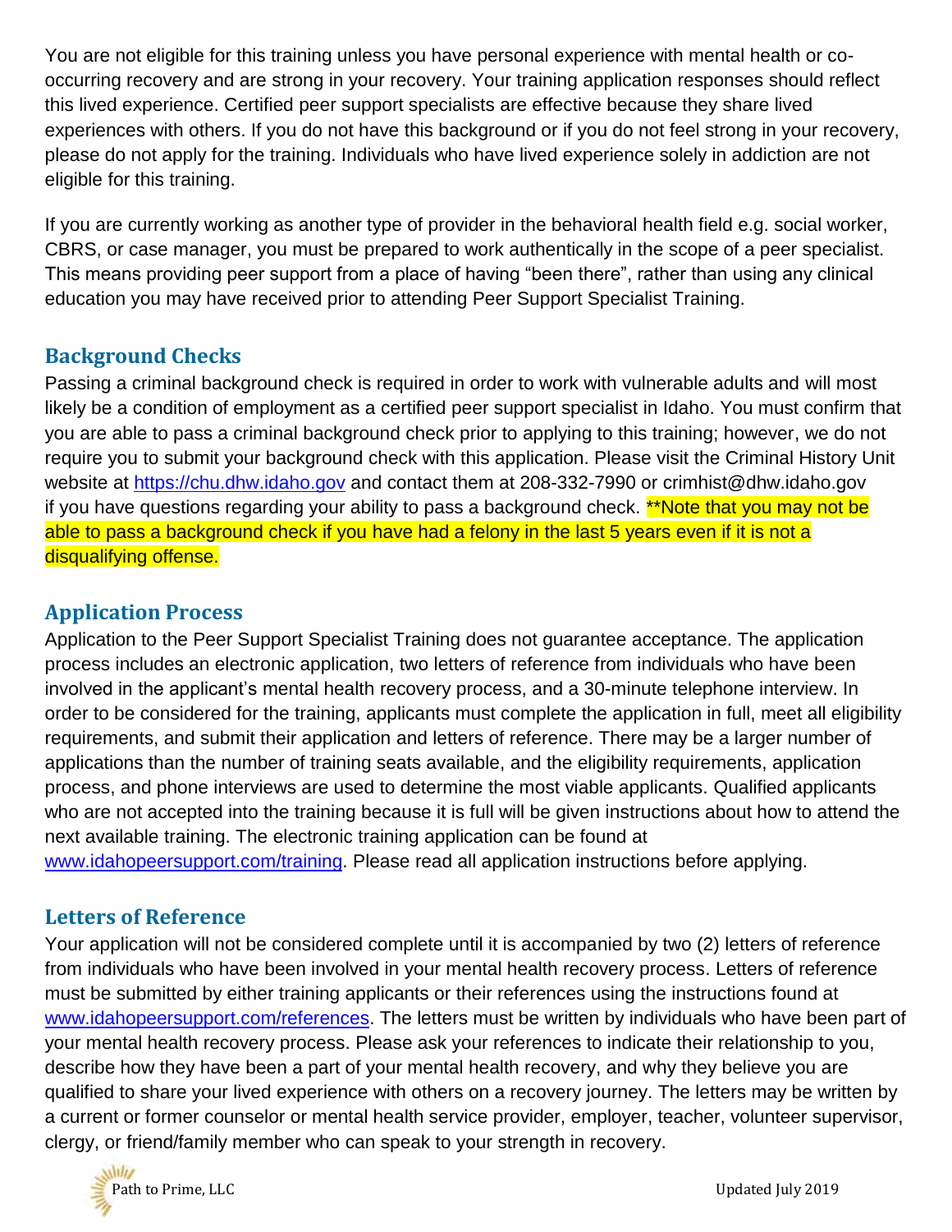You are not eligible for this training unless you have personal experience with mental health or co-occurring recovery and are strong in your recovery. Your training application responses should reflect this lived experience. Certified peer support specialists are effective because they share lived experiences with others. If you do not have this background or if you do not feel strong in your recovery, please do not apply for the training. Individuals who have lived experience solely in addiction are not eligible for this training.

If you are currently working as another type of provider in the behavioral health field e.g. social worker, CBRS, or case manager, you must be prepared to work authentically in the scope of a peer specialist. This means providing peer support from a place of having "been there", rather than using any clinical education you may have received prior to attending Peer Support Specialist Training.

## Background Checks

Passing a criminal background check is required in order to work with vulnerable adults and will most likely be a condition of employment as a certified peer support specialist in Idaho. You must confirm that you are able to pass a criminal background check prior to applying to this training; however, we do not require you to submit your background check with this application. Please visit the Criminal History Unit website at https://chu.dhw.idaho.gov and contact them at 208-332-7990 or crimhist@dhw.idaho.gov if you have questions regarding your ability to pass a background check. **Note that you may not be able to pass a background check if you have had a felony in the last 5 years even if it is not a disqualifying offense.

## Application Process

Application to the Peer Support Specialist Training does not guarantee acceptance. The application process includes an electronic application, two letters of reference from individuals who have been involved in the applicant's mental health recovery process, and a 30-minute telephone interview. In order to be considered for the training, applicants must complete the application in full, meet all eligibility requirements, and submit their application and letters of reference. There may be a larger number of applications than the number of training seats available, and the eligibility requirements, application process, and phone interviews are used to determine the most viable applicants. Qualified applicants who are not accepted into the training because it is full will be given instructions about how to attend the next available training. The electronic training application can be found at www.idahopeersupport.com/training. Please read all application instructions before applying.

## Letters of Reference

Your application will not be considered complete until it is accompanied by two (2) letters of reference from individuals who have been involved in your mental health recovery process. Letters of reference must be submitted by either training applicants or their references using the instructions found at www.idahopeersupport.com/references. The letters must be written by individuals who have been part of your mental health recovery process. Please ask your references to indicate their relationship to you, describe how they have been a part of your mental health recovery, and why they believe you are qualified to share your lived experience with others on a recovery journey. The letters may be written by a current or former counselor or mental health service provider, employer, teacher, volunteer supervisor, clergy, or friend/family member who can speak to your strength in recovery.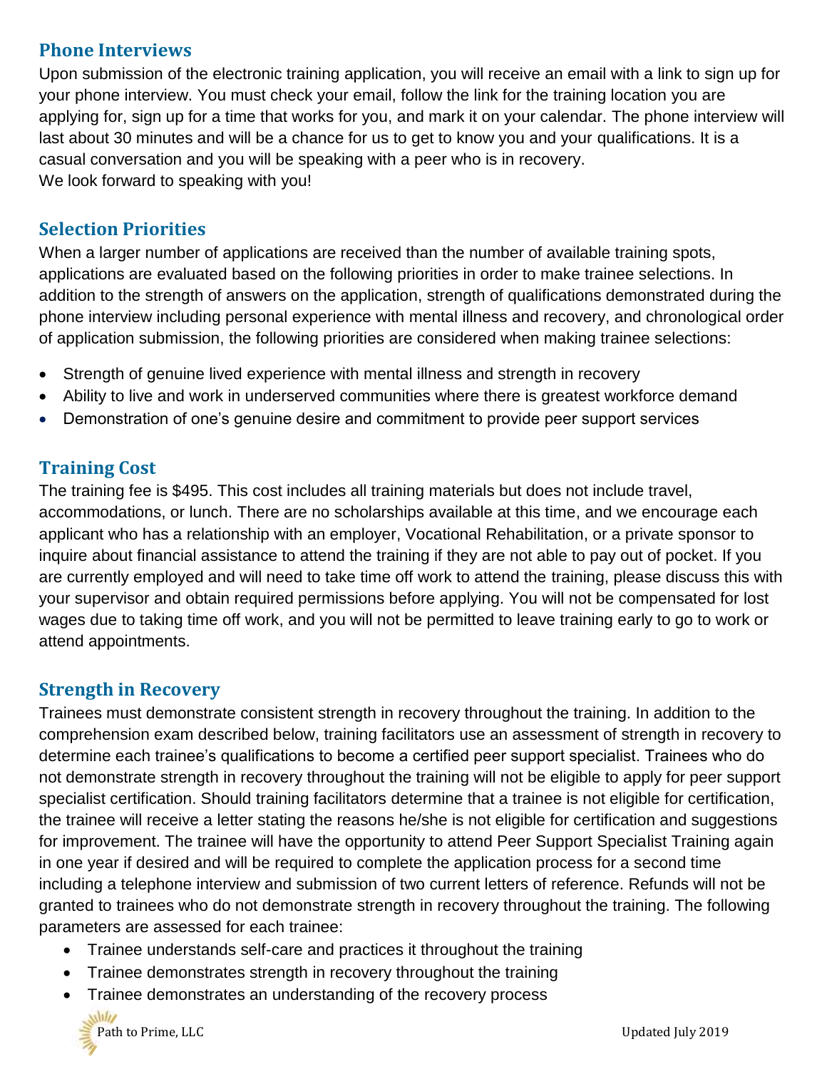## Phone Interviews

Upon submission of the electronic training application, you will receive an email with a link to sign up for your phone interview. You must check your email, follow the link for the training location you are applying for, sign up for a time that works for you, and mark it on your calendar. The phone interview will last about 30 minutes and will be a chance for us to get to know you and your qualifications. It is a casual conversation and you will be speaking with a peer who is in recovery.
We look forward to speaking with you!

## Selection Priorities

When a larger number of applications are received than the number of available training spots, applications are evaluated based on the following priorities in order to make trainee selections. In addition to the strength of answers on the application, strength of qualifications demonstrated during the phone interview including personal experience with mental illness and recovery, and chronological order of application submission, the following priorities are considered when making trainee selections:

- Strength of genuine lived experience with mental illness and strength in recovery
- Ability to live and work in underserved communities where there is greatest workforce demand
- Demonstration of one's genuine desire and commitment to provide peer support services

## Training Cost

The training fee is $495. This cost includes all training materials but does not include travel, accommodations, or lunch. There are no scholarships available at this time, and we encourage each applicant who has a relationship with an employer, Vocational Rehabilitation, or a private sponsor to inquire about financial assistance to attend the training if they are not able to pay out of pocket. If you are currently employed and will need to take time off work to attend the training, please discuss this with your supervisor and obtain required permissions before applying. You will not be compensated for lost wages due to taking time off work, and you will not be permitted to leave training early to go to work or attend appointments.

## Strength in Recovery

Trainees must demonstrate consistent strength in recovery throughout the training. In addition to the comprehension exam described below, training facilitators use an assessment of strength in recovery to determine each trainee's qualifications to become a certified peer support specialist. Trainees who do not demonstrate strength in recovery throughout the training will not be eligible to apply for peer support specialist certification. Should training facilitators determine that a trainee is not eligible for certification, the trainee will receive a letter stating the reasons he/she is not eligible for certification and suggestions for improvement. The trainee will have the opportunity to attend Peer Support Specialist Training again in one year if desired and will be required to complete the application process for a second time including a telephone interview and submission of two current letters of reference. Refunds will not be granted to trainees who do not demonstrate strength in recovery throughout the training. The following parameters are assessed for each trainee:

- Trainee understands self-care and practices it throughout the training
- Trainee demonstrates strength in recovery throughout the training
- Trainee demonstrates an understanding of the recovery process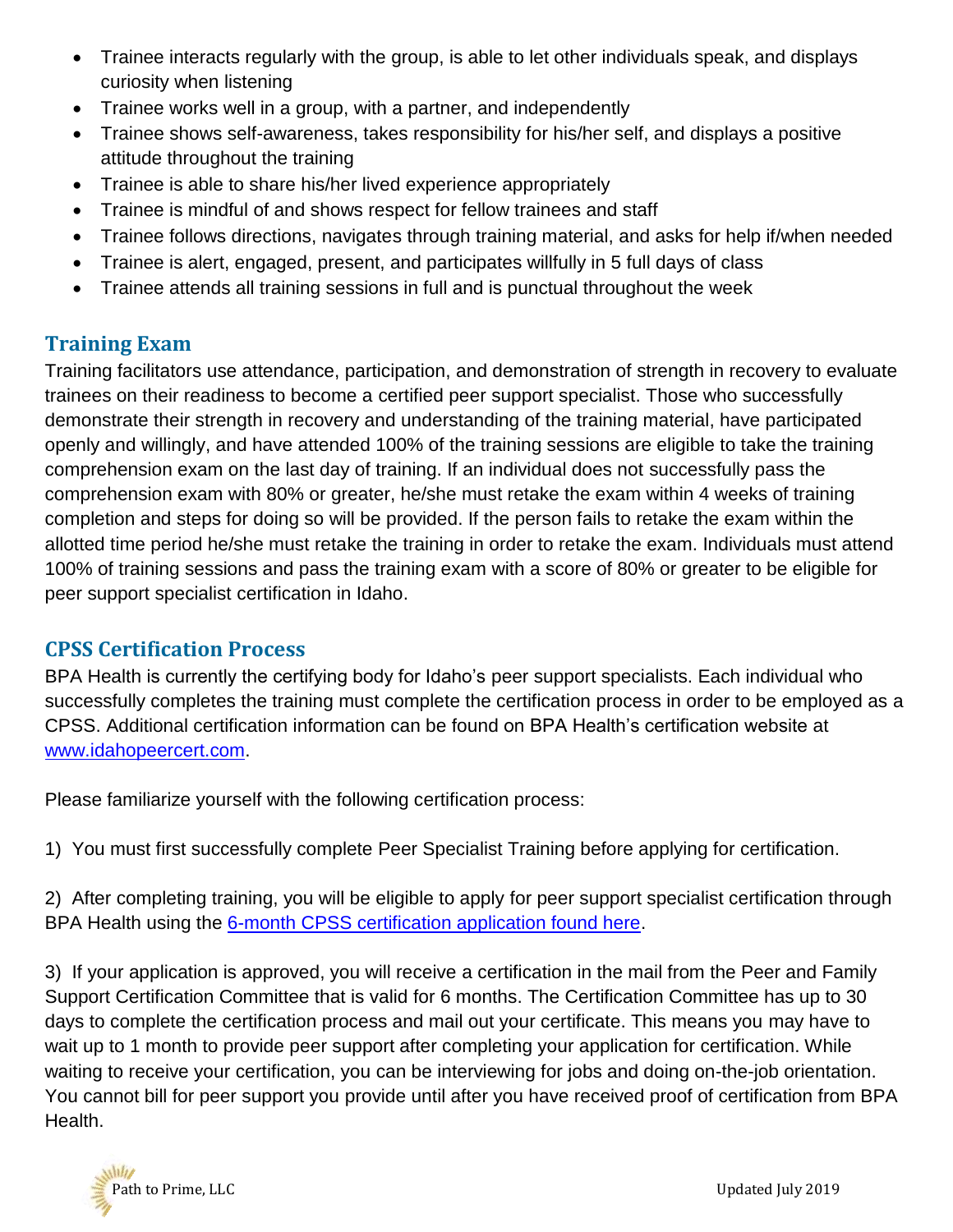- Trainee interacts regularly with the group, is able to let other individuals speak, and displays curiosity when listening
- Trainee works well in a group, with a partner, and independently
- Trainee shows self-awareness, takes responsibility for his/her self, and displays a positive attitude throughout the training
- Trainee is able to share his/her lived experience appropriately
- Trainee is mindful of and shows respect for fellow trainees and staff
- Trainee follows directions, navigates through training material, and asks for help if/when needed
- Trainee is alert, engaged, present, and participates willfully in 5 full days of class
- Trainee attends all training sessions in full and is punctual throughout the week

## Training Exam

Training facilitators use attendance, participation, and demonstration of strength in recovery to evaluate trainees on their readiness to become a certified peer support specialist. Those who successfully demonstrate their strength in recovery and understanding of the training material, have participated openly and willingly, and have attended 100% of the training sessions are eligible to take the training comprehension exam on the last day of training. If an individual does not successfully pass the comprehension exam with 80% or greater, he/she must retake the exam within 4 weeks of training completion and steps for doing so will be provided. If the person fails to retake the exam within the allotted time period he/she must retake the training in order to retake the exam. Individuals must attend 100% of training sessions and pass the training exam with a score of 80% or greater to be eligible for peer support specialist certification in Idaho.

## CPSS Certification Process

BPA Health is currently the certifying body for Idaho's peer support specialists. Each individual who successfully completes the training must complete the certification process in order to be employed as a CPSS. Additional certification information can be found on BPA Health's certification website at www.idahopeercert.com.

Please familiarize yourself with the following certification process:

1) You must first successfully complete Peer Specialist Training before applying for certification.

2) After completing training, you will be eligible to apply for peer support specialist certification through BPA Health using the 6-month CPSS certification application found here.

3) If your application is approved, you will receive a certification in the mail from the Peer and Family Support Certification Committee that is valid for 6 months. The Certification Committee has up to 30 days to complete the certification process and mail out your certificate. This means you may have to wait up to 1 month to provide peer support after completing your application for certification. While waiting to receive your certification, you can be interviewing for jobs and doing on-the-job orientation. You cannot bill for peer support you provide until after you have received proof of certification from BPA Health.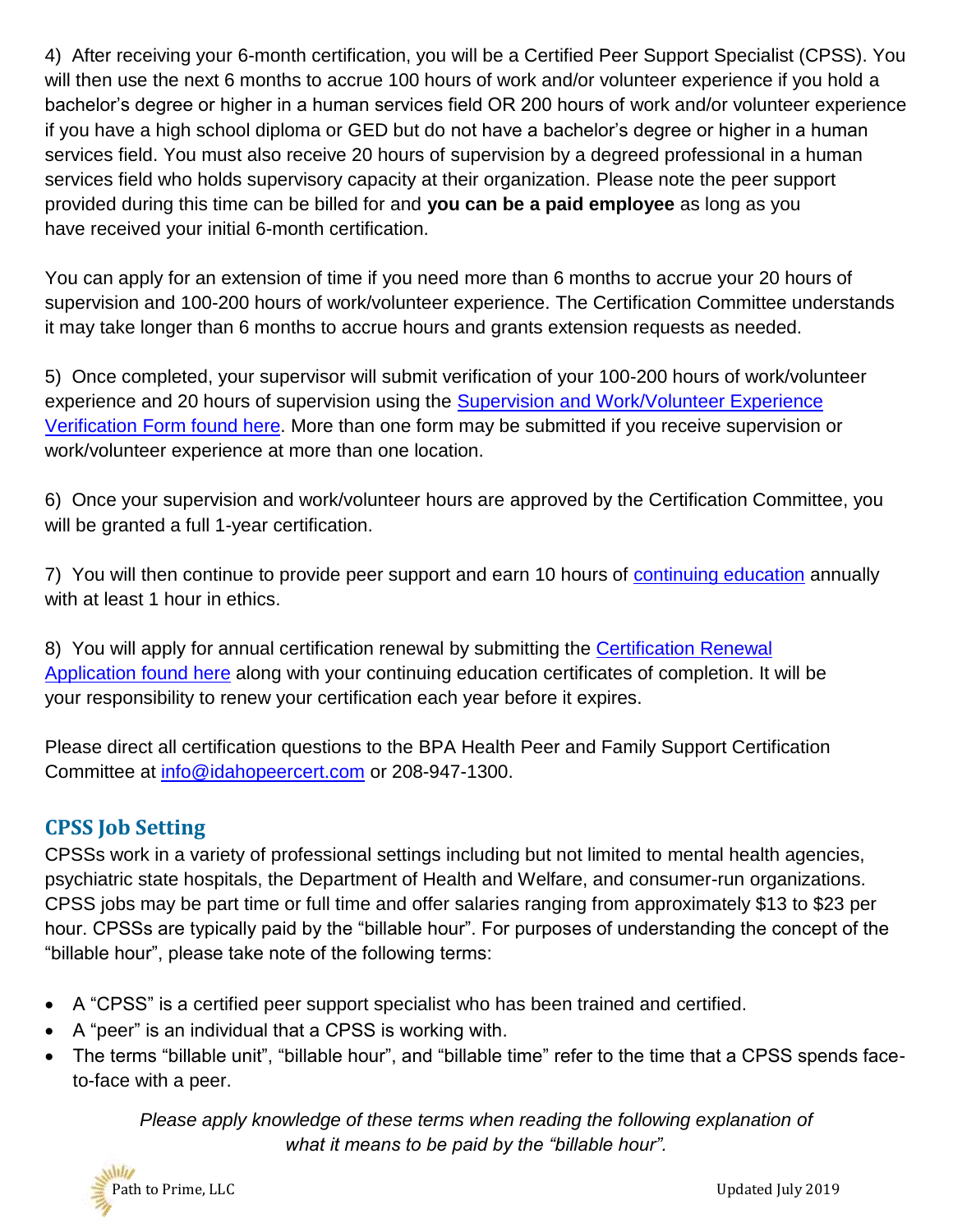4) After receiving your 6-month certification, you will be a Certified Peer Support Specialist (CPSS). You will then use the next 6 months to accrue 100 hours of work and/or volunteer experience if you hold a bachelor's degree or higher in a human services field OR 200 hours of work and/or volunteer experience if you have a high school diploma or GED but do not have a bachelor's degree or higher in a human services field. You must also receive 20 hours of supervision by a degreed professional in a human services field who holds supervisory capacity at their organization. Please note the peer support provided during this time can be billed for and **you can be a paid employee** as long as you have received your initial 6-month certification.

You can apply for an extension of time if you need more than 6 months to accrue your 20 hours of supervision and 100-200 hours of work/volunteer experience. The Certification Committee understands it may take longer than 6 months to accrue hours and grants extension requests as needed.

5) Once completed, your supervisor will submit verification of your 100-200 hours of work/volunteer experience and 20 hours of supervision using the Supervision and Work/Volunteer Experience Verification Form found here. More than one form may be submitted if you receive supervision or work/volunteer experience at more than one location.

6) Once your supervision and work/volunteer hours are approved by the Certification Committee, you will be granted a full 1-year certification.

7) You will then continue to provide peer support and earn 10 hours of continuing education annually with at least 1 hour in ethics.

8) You will apply for annual certification renewal by submitting the Certification Renewal Application found here along with your continuing education certificates of completion. It will be your responsibility to renew your certification each year before it expires.

Please direct all certification questions to the BPA Health Peer and Family Support Certification Committee at info@idahopeercert.com or 208-947-1300.

## CPSS Job Setting

CPSSs work in a variety of professional settings including but not limited to mental health agencies, psychiatric state hospitals, the Department of Health and Welfare, and consumer-run organizations. CPSS jobs may be part time or full time and offer salaries ranging from approximately $13 to $23 per hour. CPSSs are typically paid by the "billable hour". For purposes of understanding the concept of the "billable hour", please take note of the following terms:

- A "CPSS" is a certified peer support specialist who has been trained and certified.
- A "peer" is an individual that a CPSS is working with.
- The terms "billable unit", "billable hour", and "billable time" refer to the time that a CPSS spends face-to-face with a peer.

*Please apply knowledge of these terms when reading the following explanation of what it means to be paid by the "billable hour".*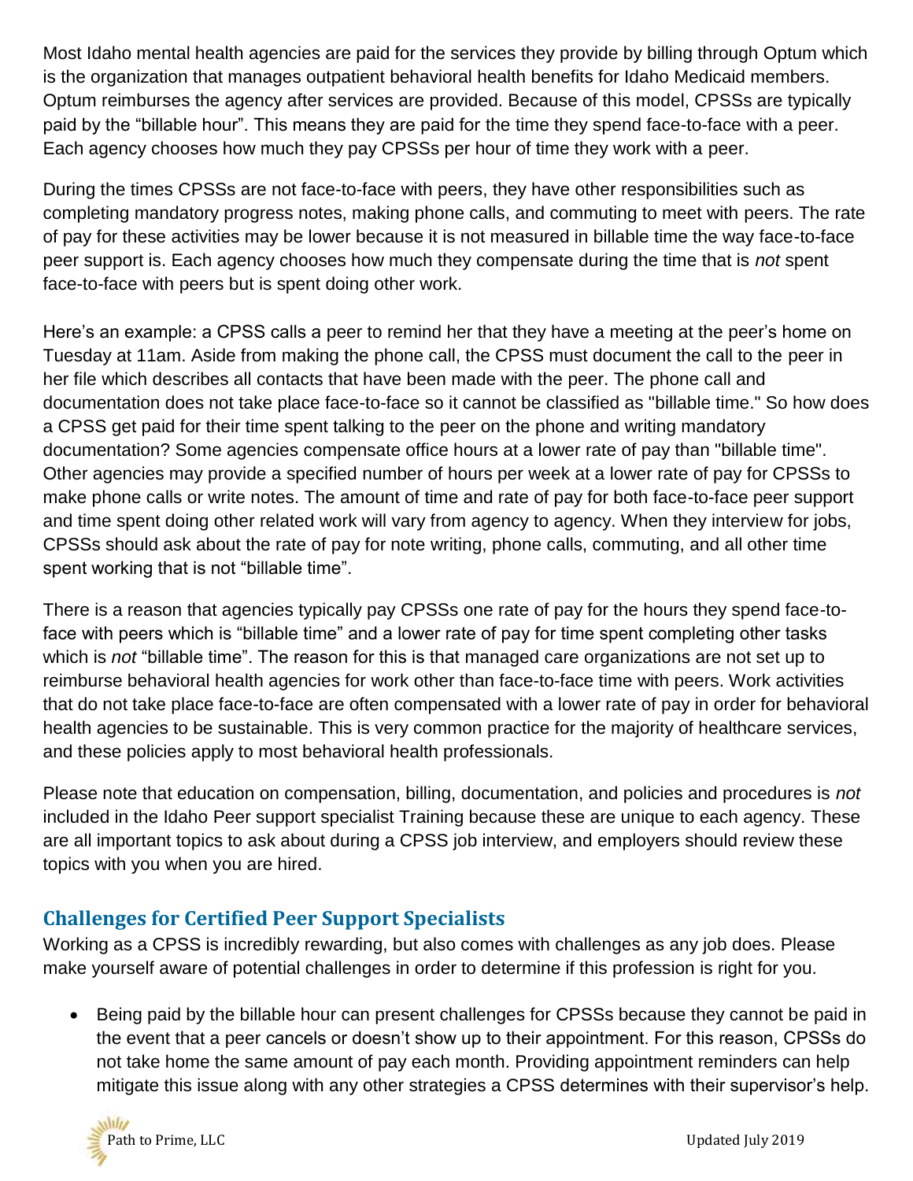Most Idaho mental health agencies are paid for the services they provide by billing through Optum which is the organization that manages outpatient behavioral health benefits for Idaho Medicaid members. Optum reimburses the agency after services are provided. Because of this model, CPSSs are typically paid by the "billable hour". This means they are paid for the time they spend face-to-face with a peer. Each agency chooses how much they pay CPSSs per hour of time they work with a peer.

During the times CPSSs are not face-to-face with peers, they have other responsibilities such as completing mandatory progress notes, making phone calls, and commuting to meet with peers. The rate of pay for these activities may be lower because it is not measured in billable time the way face-to-face peer support is. Each agency chooses how much they compensate during the time that is *not* spent face-to-face with peers but is spent doing other work.

Here's an example: a CPSS calls a peer to remind her that they have a meeting at the peer's home on Tuesday at 11am. Aside from making the phone call, the CPSS must document the call to the peer in her file which describes all contacts that have been made with the peer. The phone call and documentation does not take place face-to-face so it cannot be classified as "billable time." So how does a CPSS get paid for their time spent talking to the peer on the phone and writing mandatory documentation? Some agencies compensate office hours at a lower rate of pay than "billable time". Other agencies may provide a specified number of hours per week at a lower rate of pay for CPSSs to make phone calls or write notes. The amount of time and rate of pay for both face-to-face peer support and time spent doing other related work will vary from agency to agency. When they interview for jobs, CPSSs should ask about the rate of pay for note writing, phone calls, commuting, and all other time spent working that is not "billable time".

There is a reason that agencies typically pay CPSSs one rate of pay for the hours they spend face-to-face with peers which is "billable time" and a lower rate of pay for time spent completing other tasks which is *not* "billable time". The reason for this is that managed care organizations are not set up to reimburse behavioral health agencies for work other than face-to-face time with peers. Work activities that do not take place face-to-face are often compensated with a lower rate of pay in order for behavioral health agencies to be sustainable. This is very common practice for the majority of healthcare services, and these policies apply to most behavioral health professionals.

Please note that education on compensation, billing, documentation, and policies and procedures is *not* included in the Idaho Peer support specialist Training because these are unique to each agency. These are all important topics to ask about during a CPSS job interview, and employers should review these topics with you when you are hired.

## Challenges for Certified Peer Support Specialists

Working as a CPSS is incredibly rewarding, but also comes with challenges as any job does. Please make yourself aware of potential challenges in order to determine if this profession is right for you.

- Being paid by the billable hour can present challenges for CPSSs because they cannot be paid in the event that a peer cancels or doesn't show up to their appointment. For this reason, CPSSs do not take home the same amount of pay each month. Providing appointment reminders can help mitigate this issue along with any other strategies a CPSS determines with their supervisor's help.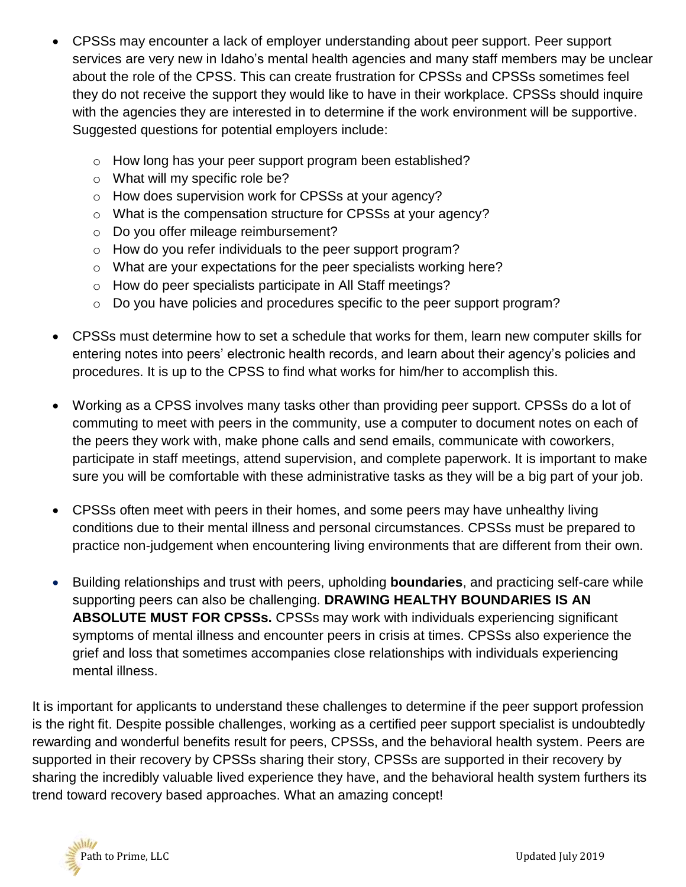- CPSSs may encounter a lack of employer understanding about peer support. Peer support services are very new in Idaho's mental health agencies and many staff members may be unclear about the role of the CPSS. This can create frustration for CPSSs and CPSSs sometimes feel they do not receive the support they would like to have in their workplace. CPSSs should inquire with the agencies they are interested in to determine if the work environment will be supportive. Suggested questions for potential employers include:
    - How long has your peer support program been established?
    - What will my specific role be?
    - How does supervision work for CPSSs at your agency?
    - What is the compensation structure for CPSSs at your agency?
    - Do you offer mileage reimbursement?
    - How do you refer individuals to the peer support program?
    - What are your expectations for the peer specialists working here?
    - How do peer specialists participate in All Staff meetings?
    - Do you have policies and procedures specific to the peer support program?

- CPSSs must determine how to set a schedule that works for them, learn new computer skills for entering notes into peers' electronic health records, and learn about their agency's policies and procedures. It is up to the CPSS to find what works for him/her to accomplish this.

- Working as a CPSS involves many tasks other than providing peer support. CPSSs do a lot of commuting to meet with peers in the community, use a computer to document notes on each of the peers they work with, make phone calls and send emails, communicate with coworkers, participate in staff meetings, attend supervision, and complete paperwork. It is important to make sure you will be comfortable with these administrative tasks as they will be a big part of your job.

- CPSSs often meet with peers in their homes, and some peers may have unhealthy living conditions due to their mental illness and personal circumstances. CPSSs must be prepared to practice non-judgement when encountering living environments that are different from their own.

- Building relationships and trust with peers, upholding **boundaries**, and practicing self-care while supporting peers can also be challenging. **DRAWING HEALTHY BOUNDARIES IS AN ABSOLUTE MUST FOR CPSSs.** CPSSs may work with individuals experiencing significant symptoms of mental illness and encounter peers in crisis at times. CPSSs also experience the grief and loss that sometimes accompanies close relationships with individuals experiencing mental illness.

It is important for applicants to understand these challenges to determine if the peer support profession is the right fit. Despite possible challenges, working as a certified peer support specialist is undoubtedly rewarding and wonderful benefits result for peers, CPSSs, and the behavioral health system. Peers are supported in their recovery by CPSSs sharing their story, CPSSs are supported in their recovery by sharing the incredibly valuable lived experience they have, and the behavioral health system furthers its trend toward recovery based approaches. What an amazing concept!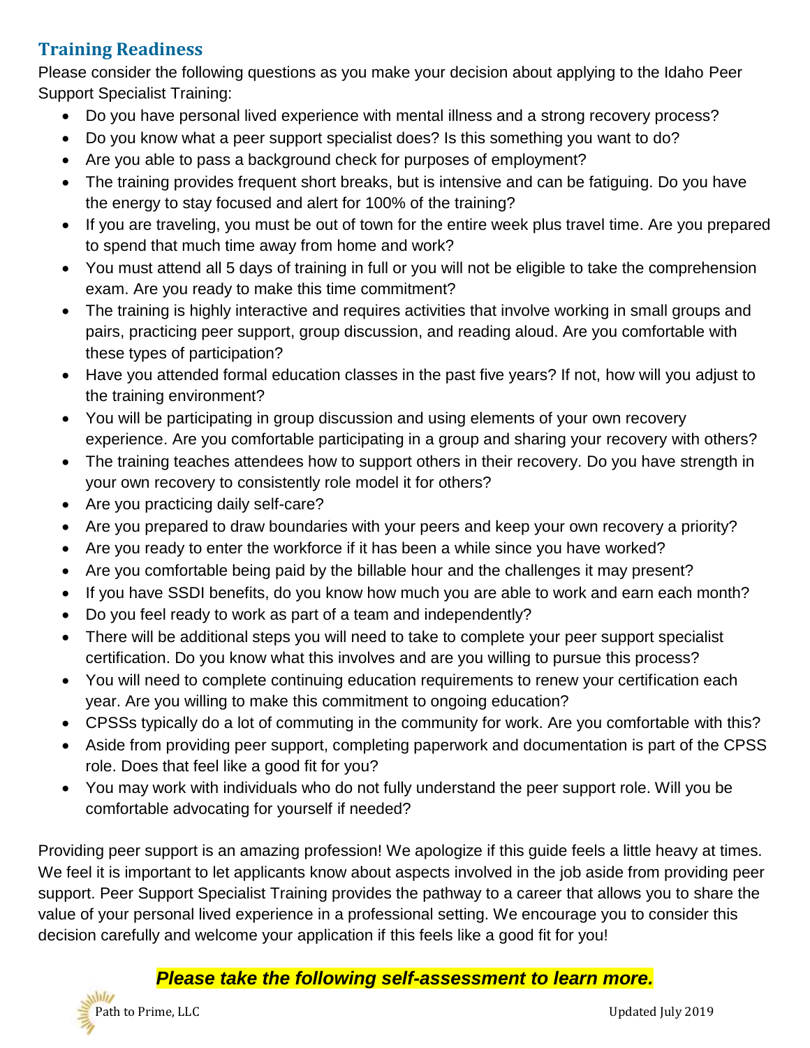## Training Readiness

Please consider the following questions as you make your decision about applying to the Idaho Peer Support Specialist Training:

- Do you have personal lived experience with mental illness and a strong recovery process?
- Do you know what a peer support specialist does? Is this something you want to do?
- Are you able to pass a background check for purposes of employment?
- The training provides frequent short breaks, but is intensive and can be fatiguing. Do you have the energy to stay focused and alert for 100% of the training?
- If you are traveling, you must be out of town for the entire week plus travel time. Are you prepared to spend that much time away from home and work?
- You must attend all 5 days of training in full or you will not be eligible to take the comprehension exam. Are you ready to make this time commitment?
- The training is highly interactive and requires activities that involve working in small groups and pairs, practicing peer support, group discussion, and reading aloud. Are you comfortable with these types of participation?
- Have you attended formal education classes in the past five years? If not, how will you adjust to the training environment?
- You will be participating in group discussion and using elements of your own recovery experience. Are you comfortable participating in a group and sharing your recovery with others?
- The training teaches attendees how to support others in their recovery. Do you have strength in your own recovery to consistently role model it for others?
- Are you practicing daily self-care?
- Are you prepared to draw boundaries with your peers and keep your own recovery a priority?
- Are you ready to enter the workforce if it has been a while since you have worked?
- Are you comfortable being paid by the billable hour and the challenges it may present?
- If you have SSDI benefits, do you know how much you are able to work and earn each month?
- Do you feel ready to work as part of a team and independently?
- There will be additional steps you will need to take to complete your peer support specialist certification. Do you know what this involves and are you willing to pursue this process?
- You will need to complete continuing education requirements to renew your certification each year. Are you willing to make this commitment to ongoing education?
- CPSSs typically do a lot of commuting in the community for work. Are you comfortable with this?
- Aside from providing peer support, completing paperwork and documentation is part of the CPSS role. Does that feel like a good fit for you?
- You may work with individuals who do not fully understand the peer support role. Will you be comfortable advocating for yourself if needed?

Providing peer support is an amazing profession! We apologize if this guide feels a little heavy at times. We feel it is important to let applicants know about aspects involved in the job aside from providing peer support. Peer Support Specialist Training provides the pathway to a career that allows you to share the value of your personal lived experience in a professional setting. We encourage you to consider this decision carefully and welcome your application if this feels like a good fit for you!

***Please take the following self-assessment to learn more.***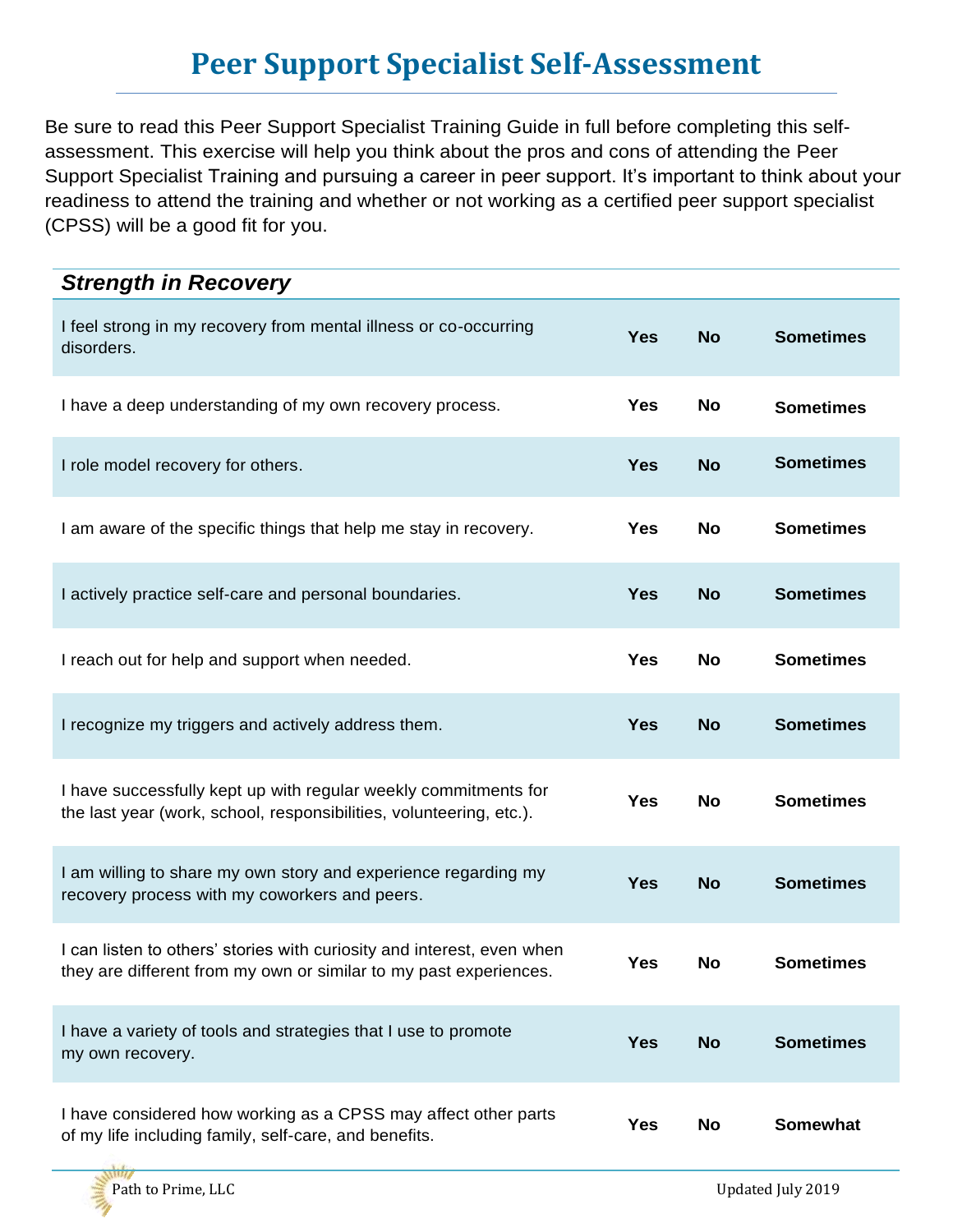# Peer Support Specialist Self-Assessment

Be sure to read this Peer Support Specialist Training Guide in full before completing this self-assessment. This exercise will help you think about the pros and cons of attending the Peer Support Specialist Training and pursuing a career in peer support. It's important to think about your readiness to attend the training and whether or not working as a certified peer support specialist (CPSS) will be a good fit for you.

| ***Strength in Recovery*** | | | |
|---|---|---|---|
| I feel strong in my recovery from mental illness or co-occurring disorders. | **Yes** | **No** | **Sometimes** |
| I have a deep understanding of my own recovery process. | **Yes** | **No** | **Sometimes** |
| I role model recovery for others. | **Yes** | **No** | **Sometimes** |
| I am aware of the specific things that help me stay in recovery. | **Yes** | **No** | **Sometimes** |
| I actively practice self-care and personal boundaries. | **Yes** | **No** | **Sometimes** |
| I reach out for help and support when needed. | **Yes** | **No** | **Sometimes** |
| I recognize my triggers and actively address them. | **Yes** | **No** | **Sometimes** |
| I have successfully kept up with regular weekly commitments for the last year (work, school, responsibilities, volunteering, etc.). | **Yes** | **No** | **Sometimes** |
| I am willing to share my own story and experience regarding my recovery process with my coworkers and peers. | **Yes** | **No** | **Sometimes** |
| I can listen to others' stories with curiosity and interest, even when they are different from my own or similar to my past experiences. | **Yes** | **No** | **Sometimes** |
| I have a variety of tools and strategies that I use to promote my own recovery. | **Yes** | **No** | **Sometimes** |
| I have considered how working as a CPSS may affect other parts of my life including family, self-care, and benefits. | **Yes** | **No** | **Somewhat** |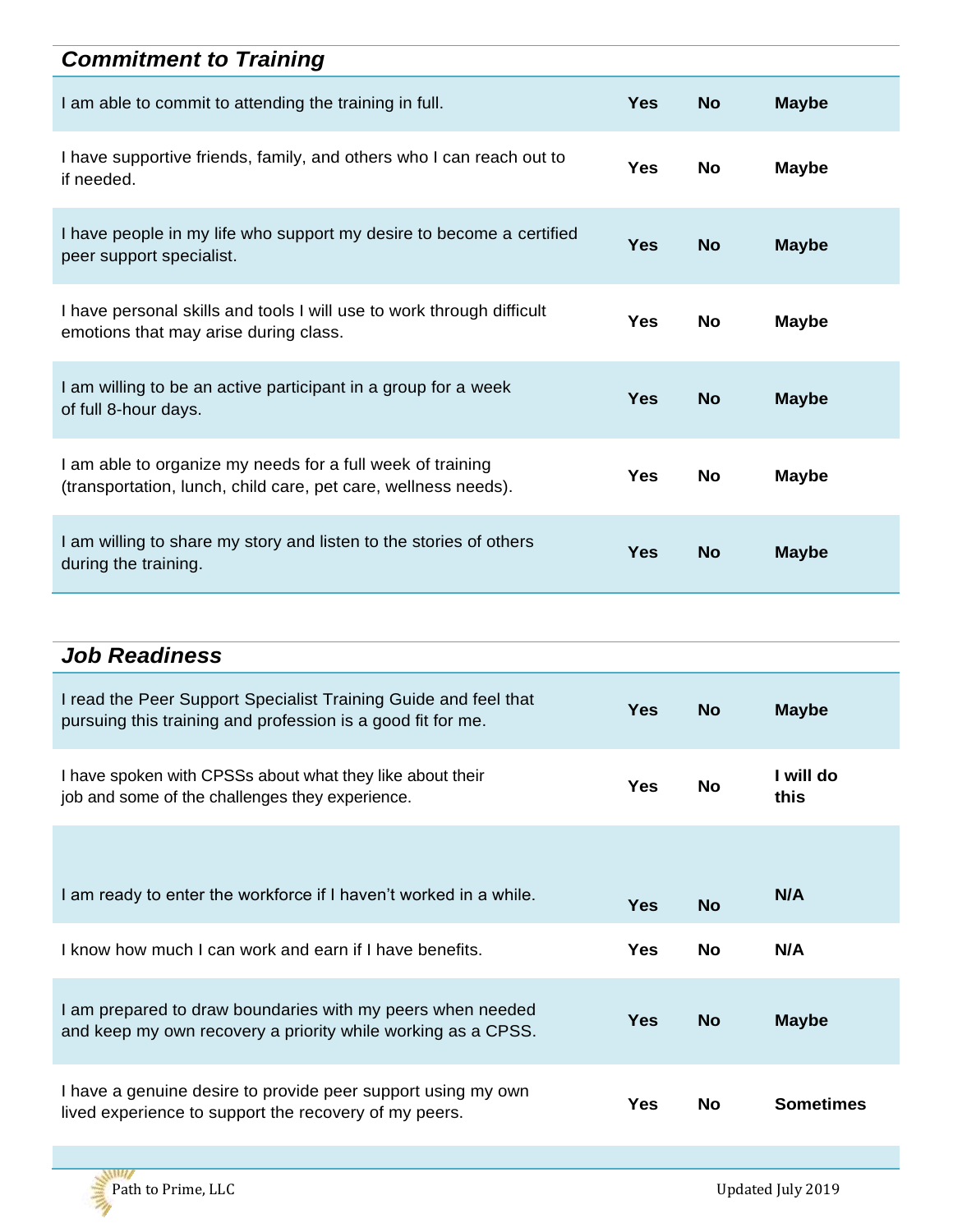## *Commitment to Training*

| | | | |
|---|---|---|---|
| I am able to commit to attending the training in full. | **Yes** | **No** | **Maybe** |
| I have supportive friends, family, and others who I can reach out to if needed. | **Yes** | **No** | **Maybe** |
| I have people in my life who support my desire to become a certified peer support specialist. | **Yes** | **No** | **Maybe** |
| I have personal skills and tools I will use to work through difficult emotions that may arise during class. | **Yes** | **No** | **Maybe** |
| I am willing to be an active participant in a group for a week of full 8-hour days. | **Yes** | **No** | **Maybe** |
| I am able to organize my needs for a full week of training (transportation, lunch, child care, pet care, wellness needs). | **Yes** | **No** | **Maybe** |
| I am willing to share my story and listen to the stories of others during the training. | **Yes** | **No** | **Maybe** |

## *Job Readiness*

| | | | |
|---|---|---|---|
| I read the Peer Support Specialist Training Guide and feel that pursuing this training and profession is a good fit for me. | **Yes** | **No** | **Maybe** |
| I have spoken with CPSSs about what they like about their job and some of the challenges they experience. | **Yes** | **No** | **I will do this** |
| I am ready to enter the workforce if I haven't worked in a while. | **Yes** | **No** | **N/A** |
| I know how much I can work and earn if I have benefits. | **Yes** | **No** | **N/A** |
| I am prepared to draw boundaries with my peers when needed and keep my own recovery a priority while working as a CPSS. | **Yes** | **No** | **Maybe** |
| I have a genuine desire to provide peer support using my own lived experience to support the recovery of my peers. | **Yes** | **No** | **Sometimes** |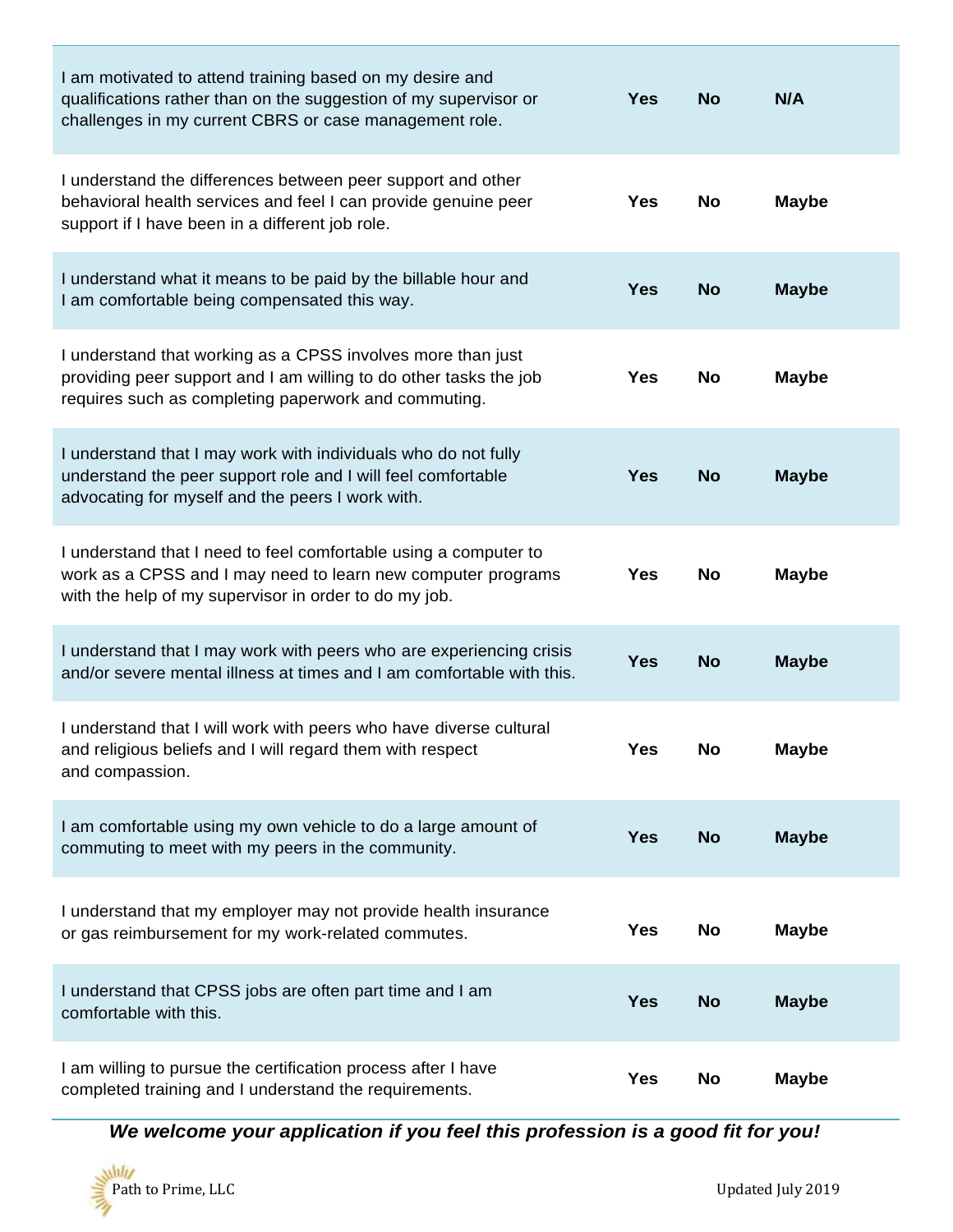| | | | |
|---|---|---|---|
| I am motivated to attend training based on my desire and qualifications rather than on the suggestion of my supervisor or challenges in my current CBRS or case management role. | **Yes** | **No** | **N/A** |
| I understand the differences between peer support and other behavioral health services and feel I can provide genuine peer support if I have been in a different job role. | **Yes** | **No** | **Maybe** |
| I understand what it means to be paid by the billable hour and I am comfortable being compensated this way. | **Yes** | **No** | **Maybe** |
| I understand that working as a CPSS involves more than just providing peer support and I am willing to do other tasks the job requires such as completing paperwork and commuting. | **Yes** | **No** | **Maybe** |
| I understand that I may work with individuals who do not fully understand the peer support role and I will feel comfortable advocating for myself and the peers I work with. | **Yes** | **No** | **Maybe** |
| I understand that I need to feel comfortable using a computer to work as a CPSS and I may need to learn new computer programs with the help of my supervisor in order to do my job. | **Yes** | **No** | **Maybe** |
| I understand that I may work with peers who are experiencing crisis and/or severe mental illness at times and I am comfortable with this. | **Yes** | **No** | **Maybe** |
| I understand that I will work with peers who have diverse cultural and religious beliefs and I will regard them with respect and compassion. | **Yes** | **No** | **Maybe** |
| I am comfortable using my own vehicle to do a large amount of commuting to meet with my peers in the community. | **Yes** | **No** | **Maybe** |
| I understand that my employer may not provide health insurance or gas reimbursement for my work-related commutes. | **Yes** | **No** | **Maybe** |
| I understand that CPSS jobs are often part time and I am comfortable with this. | **Yes** | **No** | **Maybe** |
| I am willing to pursue the certification process after I have completed training and I understand the requirements. | **Yes** | **No** | **Maybe** |

***We welcome your application if you feel this profession is a good fit for you!***

Path to Prime, LLC

Updated July 2019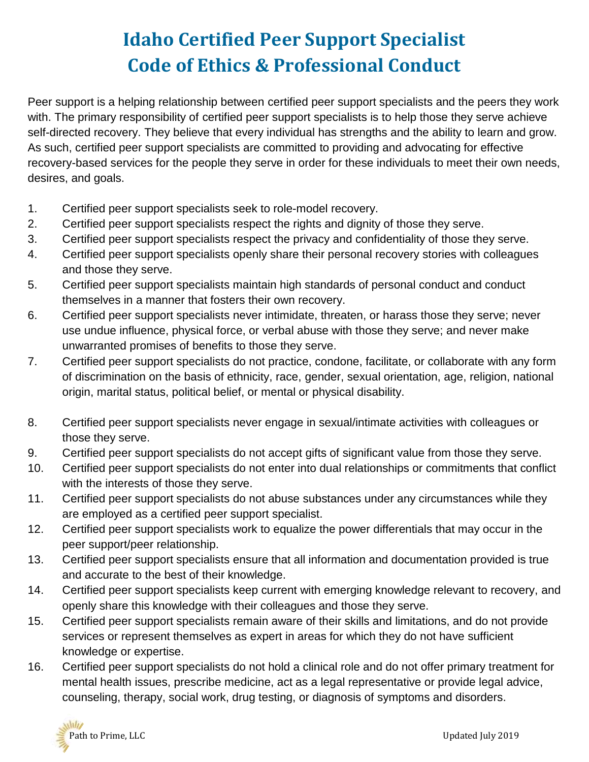# Idaho Certified Peer Support Specialist Code of Ethics & Professional Conduct

Peer support is a helping relationship between certified peer support specialists and the peers they work with. The primary responsibility of certified peer support specialists is to help those they serve achieve self-directed recovery. They believe that every individual has strengths and the ability to learn and grow. As such, certified peer support specialists are committed to providing and advocating for effective recovery-based services for the people they serve in order for these individuals to meet their own needs, desires, and goals.

1. Certified peer support specialists seek to role-model recovery.
2. Certified peer support specialists respect the rights and dignity of those they serve.
3. Certified peer support specialists respect the privacy and confidentiality of those they serve.
4. Certified peer support specialists openly share their personal recovery stories with colleagues and those they serve.
5. Certified peer support specialists maintain high standards of personal conduct and conduct themselves in a manner that fosters their own recovery.
6. Certified peer support specialists never intimidate, threaten, or harass those they serve; never use undue influence, physical force, or verbal abuse with those they serve; and never make unwarranted promises of benefits to those they serve.
7. Certified peer support specialists do not practice, condone, facilitate, or collaborate with any form of discrimination on the basis of ethnicity, race, gender, sexual orientation, age, religion, national origin, marital status, political belief, or mental or physical disability.
8. Certified peer support specialists never engage in sexual/intimate activities with colleagues or those they serve.
9. Certified peer support specialists do not accept gifts of significant value from those they serve.
10. Certified peer support specialists do not enter into dual relationships or commitments that conflict with the interests of those they serve.
11. Certified peer support specialists do not abuse substances under any circumstances while they are employed as a certified peer support specialist.
12. Certified peer support specialists work to equalize the power differentials that may occur in the peer support/peer relationship.
13. Certified peer support specialists ensure that all information and documentation provided is true and accurate to the best of their knowledge.
14. Certified peer support specialists keep current with emerging knowledge relevant to recovery, and openly share this knowledge with their colleagues and those they serve.
15. Certified peer support specialists remain aware of their skills and limitations, and do not provide services or represent themselves as expert in areas for which they do not have sufficient knowledge or expertise.
16. Certified peer support specialists do not hold a clinical role and do not offer primary treatment for mental health issues, prescribe medicine, act as a legal representative or provide legal advice, counseling, therapy, social work, drug testing, or diagnosis of symptoms and disorders.

Path to Prime, LLC

Updated July 2019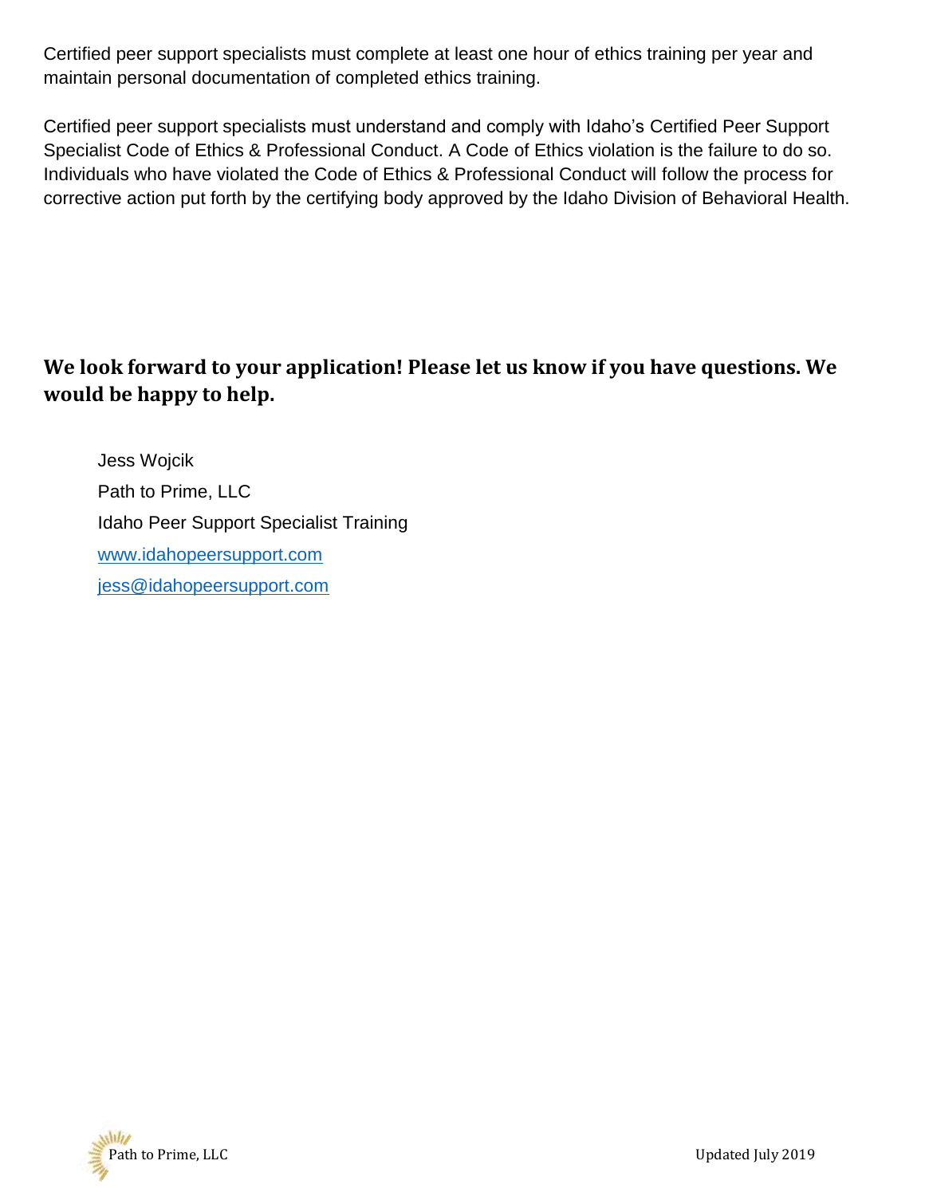Certified peer support specialists must complete at least one hour of ethics training per year and maintain personal documentation of completed ethics training.

Certified peer support specialists must understand and comply with Idaho's Certified Peer Support Specialist Code of Ethics & Professional Conduct. A Code of Ethics violation is the failure to do so. Individuals who have violated the Code of Ethics & Professional Conduct will follow the process for corrective action put forth by the certifying body approved by the Idaho Division of Behavioral Health.

**We look forward to your application! Please let us know if you have questions. We would be happy to help.**

Jess Wojcik
Path to Prime, LLC
Idaho Peer Support Specialist Training
[www.idahopeersupport.com](http://www.idahopeersupport.com)
[jess@idahopeersupport.com](mailto:jess@idahopeersupport.com)